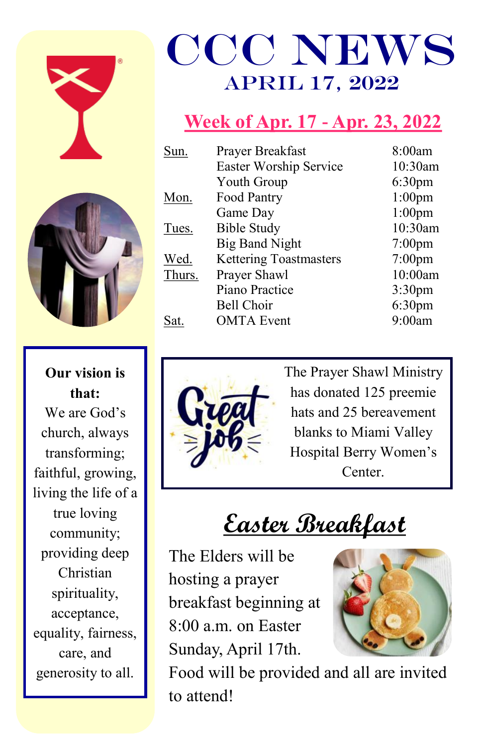# CCC NEWS

## APRIL 17, 2022

### Week of Apr. 17 - Apr. 23, 2022

| Day | Event | Time |
|---|---|---|
| Sun. | Prayer Breakfast | 8:00am |
| | Easter Worship Service | 10:30am |
| | Youth Group | 6:30pm |
| Mon. | Food Pantry | 1:00pm |
| | Game Day | 1:00pm |
| Tues. | Bible Study | 10:30am |
| | Big Band Night | 7:00pm |
| Wed. | Kettering Toastmasters | 7:00pm |
| Thurs. | Prayer Shawl | 10:00am |
| | Piano Practice | 3:30pm |
| | Bell Choir | 6:30pm |
| Sat. | OMTA Event | 9:00am |

**Our vision is that:**
We are God's church, always transforming; faithful, growing, living the life of a true loving community; providing deep Christian spirituality, acceptance, equality, fairness, care, and generosity to all.

Great job

The Prayer Shawl Ministry has donated 125 preemie hats and 25 bereavement blanks to Miami Valley Hospital Berry Women's Center.

## Easter Breakfast

The Elders will be hosting a prayer breakfast beginning at 8:00 a.m. on Easter Sunday, April 17th. Food will be provided and all are invited to attend!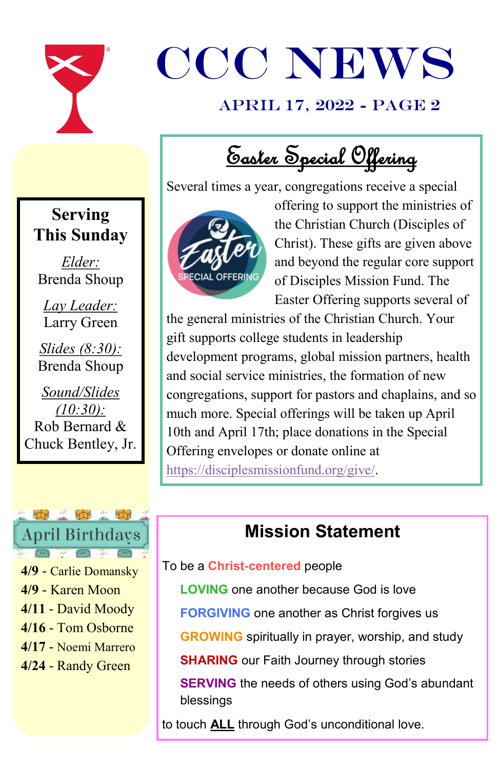# CCC NEWS

April 17, 2022 - Page 2

## Serving This Sunday

*Elder:*
Brenda Shoup

*Lay Leader:*
Larry Green

*Slides (8:30):*
Brenda Shoup

*Sound/Slides (10:30):*
Rob Bernard & Chuck Bentley, Jr.

## April Birthdays

**4/9** - Carlie Domansky
**4/9** - Karen Moon
**4/11** - David Moody
**4/16** - Tom Osborne
**4/17** - Noemi Marrero
**4/24** - Randy Green

## Easter Special Offering

Several times a year, congregations receive a special offering to support the ministries of the Christian Church (Disciples of Christ). These gifts are given above and beyond the regular core support of Disciples Mission Fund. The Easter Offering supports several of the general ministries of the Christian Church. Your gift supports college students in leadership development programs, global mission partners, health and social service ministries, the formation of new congregations, support for pastors and chaplains, and so much more. Special offerings will be taken up April 10th and April 17th; place donations in the Special Offering envelopes or donate online at https://disciplesmissionfund.org/give/.

## Mission Statement

To be a **Christ-centered** people

**LOVING** one another because God is love

**FORGIVING** one another as Christ forgives us

**GROWING** spiritually in prayer, worship, and study

**SHARING** our Faith Journey through stories

**SERVING** the needs of others using God's abundant blessings

to touch **ALL** through God's unconditional love.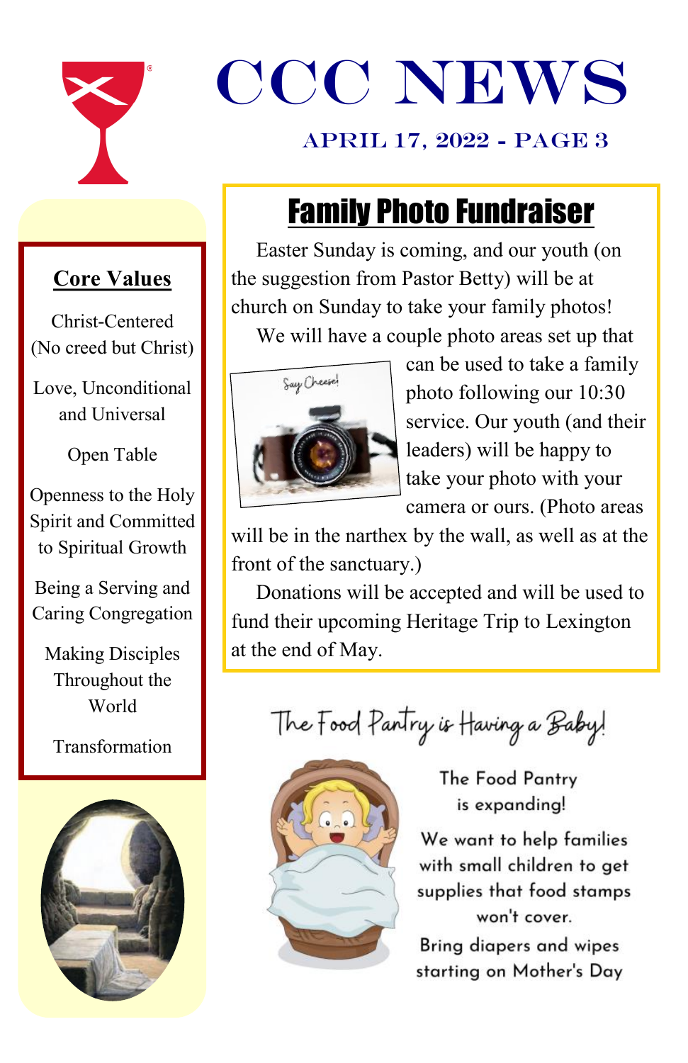# CCC NEWS

APRIL 17, 2022 - PAGE 3

## Core Values

Christ-Centered (No creed but Christ)

Love, Unconditional and Universal

Open Table

Openness to the Holy Spirit and Committed to Spiritual Growth

Being a Serving and Caring Congregation

Making Disciples Throughout the World

Transformation

## Family Photo Fundraiser

Easter Sunday is coming, and our youth (on the suggestion from Pastor Betty) will be at church on Sunday to take your family photos!

We will have a couple photo areas set up that can be used to take a family photo following our 10:30 service. Our youth (and their leaders) will be happy to take your photo with your camera or ours. (Photo areas will be in the narthex by the wall, as well as at the front of the sanctuary.)

Donations will be accepted and will be used to fund their upcoming Heritage Trip to Lexington at the end of May.

## The Food Pantry is Having a Baby!

The Food Pantry is expanding!

We want to help families with small children to get supplies that food stamps won't cover.

Bring diapers and wipes starting on Mother's Day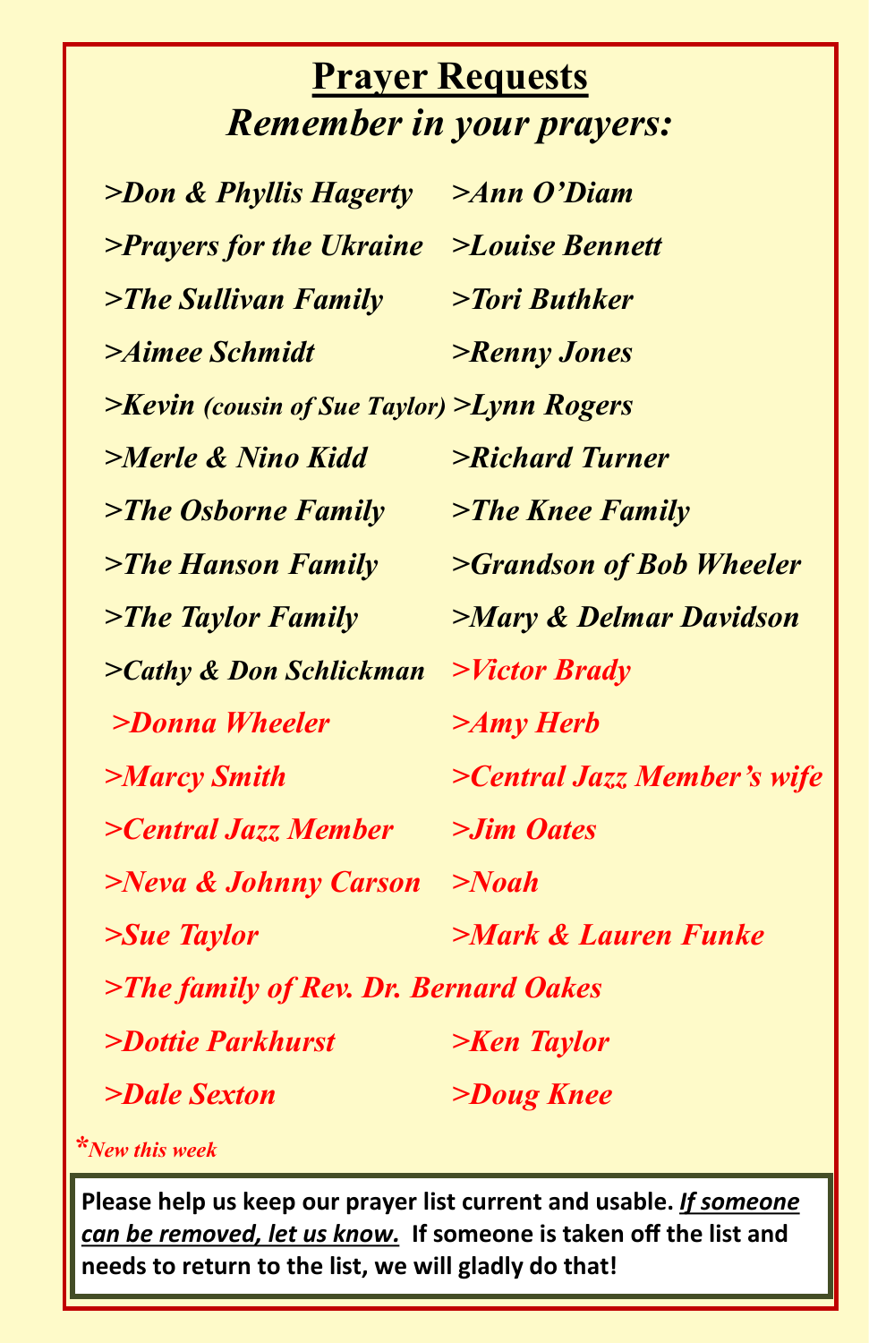# Prayer Requests

## *Remember in your prayers:*

*>Don & Phyllis Hagerty*

*>Prayers for the Ukraine*

*>The Sullivan Family*

*>Aimee Schmidt*

*>Kevin (cousin of Sue Taylor)*

*>Merle & Nino Kidd*

*>The Osborne Family*

*>The Hanson Family*

*>The Taylor Family*

*>Cathy & Don Schlickman*

*>Donna Wheeler*

*>Marcy Smith*

*>Central Jazz Member*

*>Neva & Johnny Carson*

*>Sue Taylor*

*>The family of Rev. Dr. Bernard Oakes*

*>Dottie Parkhurst*

*>Dale Sexton*

*>Ann O'Diam*

*>Louise Bennett*

*>Tori Buthker*

*>Renny Jones*

*>Lynn Rogers*

*>Richard Turner*

*>The Knee Family*

*>Grandson of Bob Wheeler*

*>Mary & Delmar Davidson*

*>Victor Brady*

*>Amy Herb*

*>Central Jazz Member's wife*

*>Jim Oates*

*>Noah*

*>Mark & Lauren Funke*

*>Ken Taylor*

*>Doug Knee*

**New this week*

**Please help us keep our prayer list current and usable. *If someone can be removed, let us know.* If someone is taken off the list and needs to return to the list, we will gladly do that!**